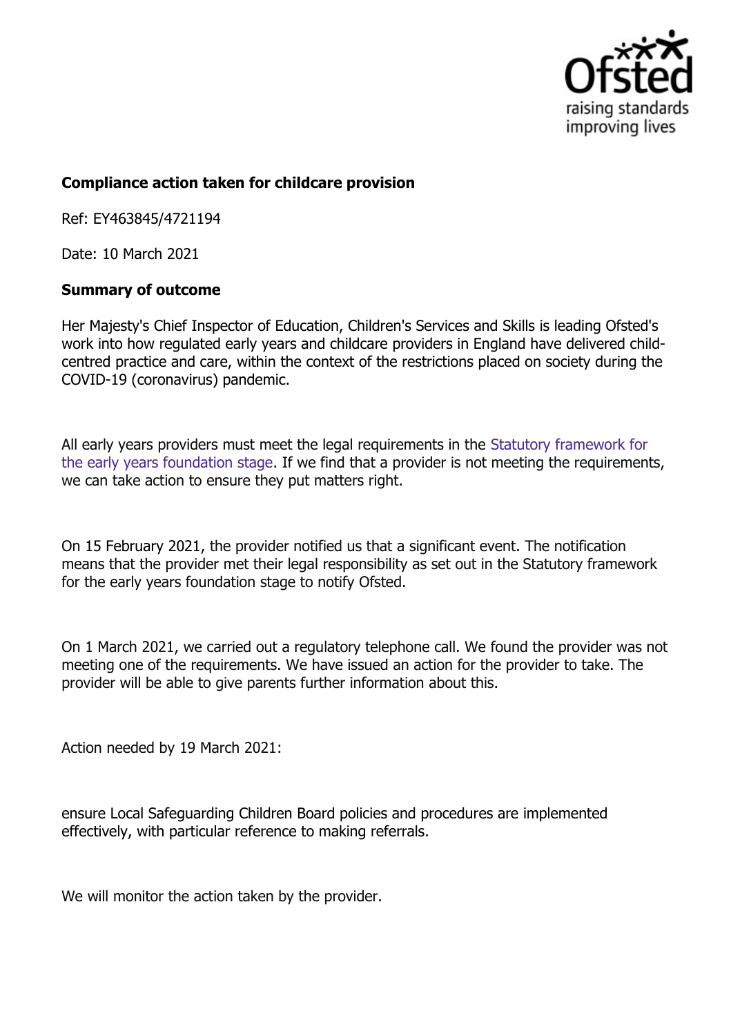**Compliance action taken for childcare provision**

Ref: EY463845/4721194

Date: 10 March 2021

**Summary of outcome**

Her Majesty's Chief Inspector of Education, Children's Services and Skills is leading Ofsted's work into how regulated early years and childcare providers in England have delivered child-centred practice and care, within the context of the restrictions placed on society during the COVID-19 (coronavirus) pandemic.

All early years providers must meet the legal requirements in the Statutory framework for the early years foundation stage. If we find that a provider is not meeting the requirements, we can take action to ensure they put matters right.

On 15 February 2021, the provider notified us that a significant event. The notification means that the provider met their legal responsibility as set out in the Statutory framework for the early years foundation stage to notify Ofsted.

On 1 March 2021, we carried out a regulatory telephone call. We found the provider was not meeting one of the requirements. We have issued an action for the provider to take. The provider will be able to give parents further information about this.

Action needed by 19 March 2021:

ensure Local Safeguarding Children Board policies and procedures are implemented effectively, with particular reference to making referrals.

We will monitor the action taken by the provider.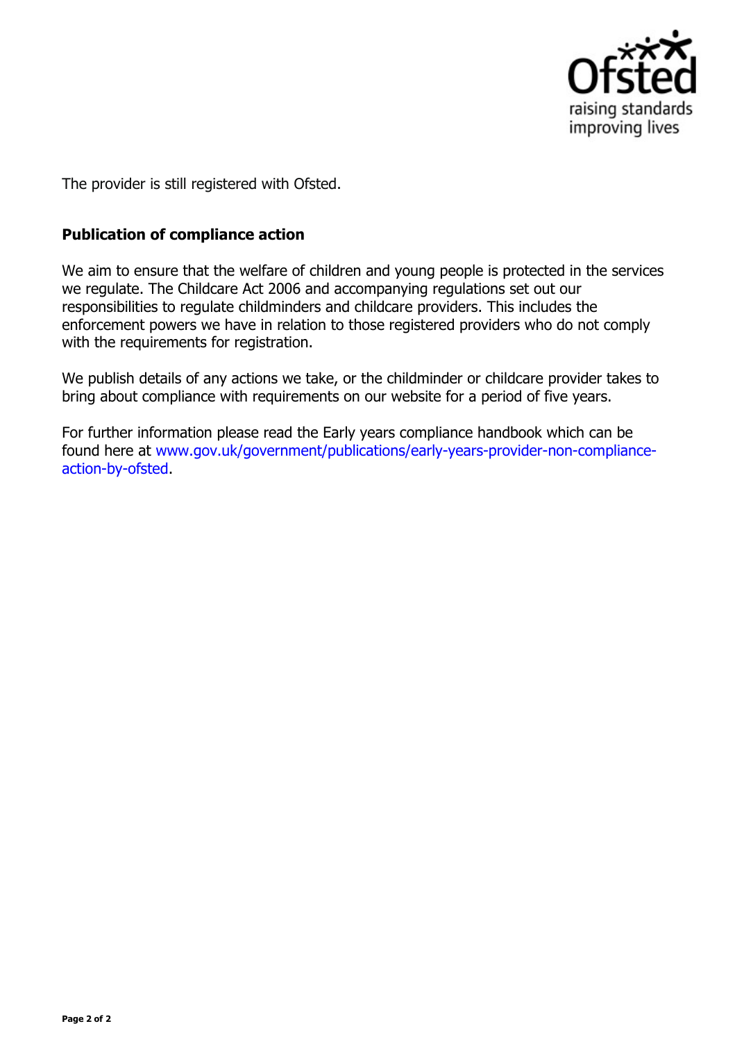The provider is still registered with Ofsted.

**Publication of compliance action**

We aim to ensure that the welfare of children and young people is protected in the services we regulate. The Childcare Act 2006 and accompanying regulations set out our responsibilities to regulate childminders and childcare providers. This includes the enforcement powers we have in relation to those registered providers who do not comply with the requirements for registration.

We publish details of any actions we take, or the childminder or childcare provider takes to bring about compliance with requirements on our website for a period of five years.

For further information please read the Early years compliance handbook which can be found here at www.gov.uk/government/publications/early-years-provider-non-compliance-action-by-ofsted.